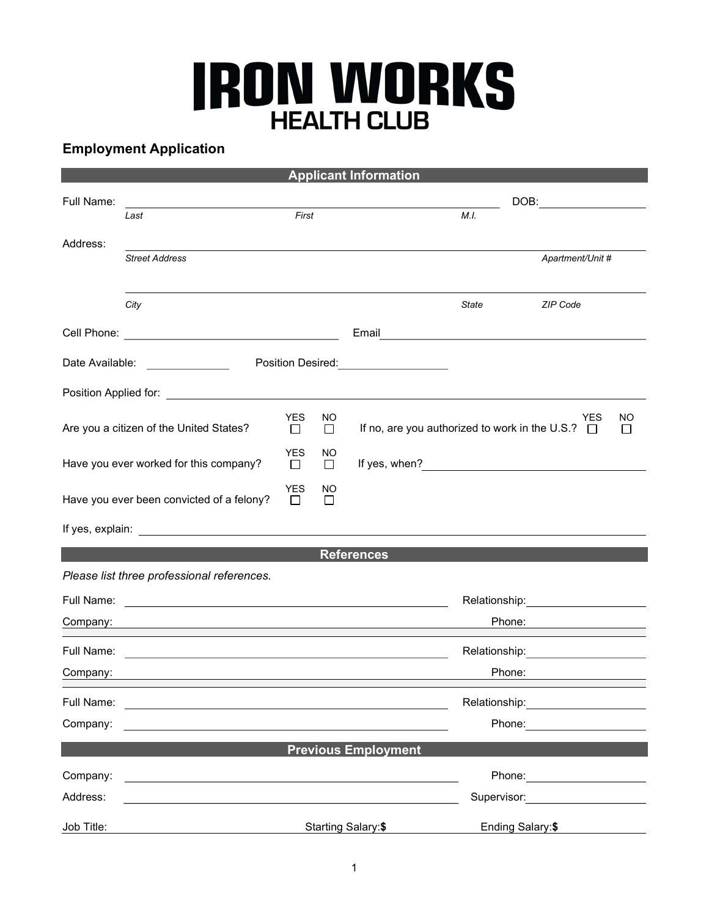# IRON WORKS
## HEALTH CLUB

### Employment Application

## Applicant Information

Full Name: ______________________________________________ DOB: ____________

*Last* *First* *M.I.*

Address: ______________________________________________

*Street Address* *Apartment/Unit #*

______________________________________________

*City* *State* *ZIP Code*

Cell Phone: ____________________ Email ____________________

Date Available: __________ Position Desired: __________

Position Applied for: ______________________________________________

Are you a citizen of the United States? YES ☐ NO ☐ If no, are you authorized to work in the U.S.? YES ☐ NO ☐

Have you ever worked for this company? YES ☐ NO ☐ If yes, when? ____________________

Have you ever been convicted of a felony? YES ☐ NO ☐

If yes, explain: ______________________________________________

## References

*Please list three professional references.*

Full Name: ____________________ Relationship: ____________

Company: ____________________ Phone: ____________

Full Name: ____________________ Relationship: ____________

Company: ____________________ Phone: ____________

Full Name: ____________________ Relationship: ____________

Company: ____________________ Phone: ____________

## Previous Employment

Company: ____________________ Phone: ____________

Address: ____________________ Supervisor: ____________

Job Title: ____________ Starting Salary: **$** ____________ Ending Salary: **$** ____________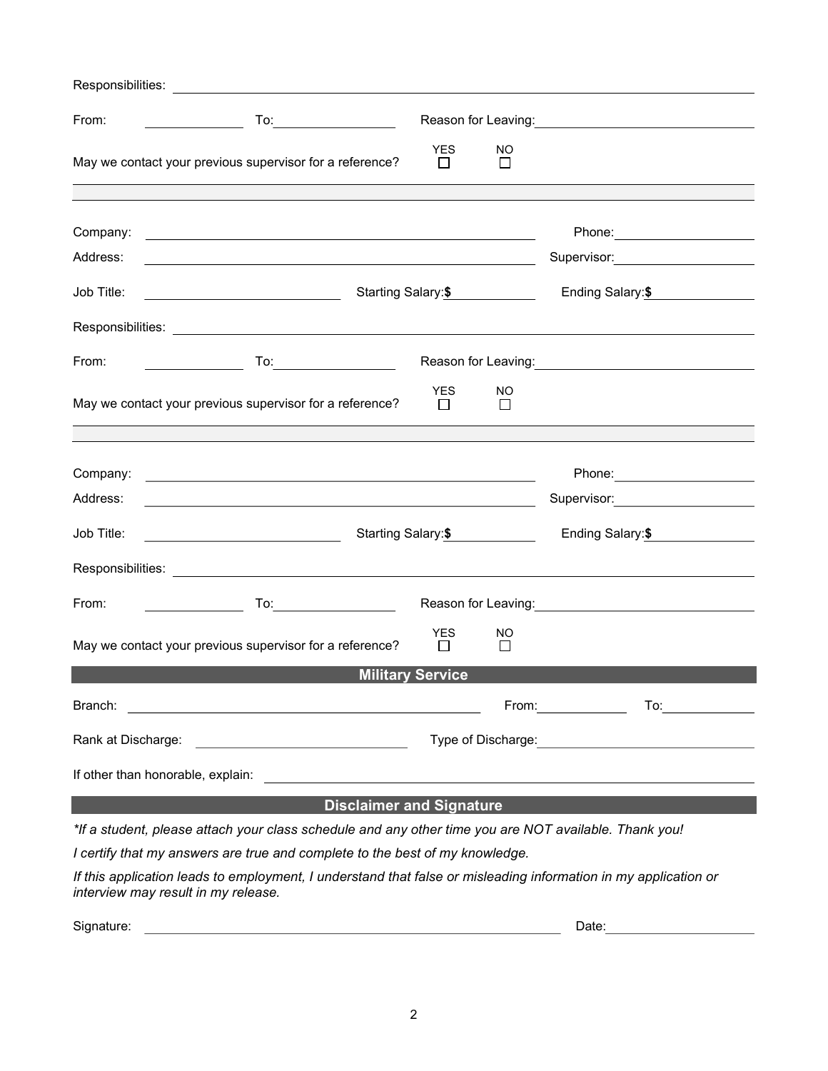Responsibilities: ______________________________________________

From: __________ To: __________ Reason for Leaving: __________________

May we contact your previous supervisor for a reference? YES ☐ NO ☐

---

Company: ______________________________ Phone: __________________

Address: ______________________________ Supervisor: __________________

Job Title: __________________ Starting Salary: $__________ Ending Salary: $__________

Responsibilities: ______________________________________________

From: __________ To: __________ Reason for Leaving: __________________

May we contact your previous supervisor for a reference? YES ☐ NO ☐

---

Company: ______________________________ Phone: __________________

Address: ______________________________ Supervisor: __________________

Job Title: __________________ Starting Salary: $__________ Ending Salary: $__________

Responsibilities: ______________________________________________

From: __________ To: __________ Reason for Leaving: __________________

May we contact your previous supervisor for a reference? YES ☐ NO ☐

## Military Service

Branch: ______________________________ From: __________ To: __________

Rank at Discharge: __________________ Type of Discharge: __________________

If other than honorable, explain: ______________________________________________

## Disclaimer and Signature

*\*If a student, please attach your class schedule and any other time you are NOT available. Thank you!*

*I certify that my answers are true and complete to the best of my knowledge.*

*If this application leads to employment, I understand that false or misleading information in my application or interview may result in my release.*

Signature: ______________________________________ Date: __________________